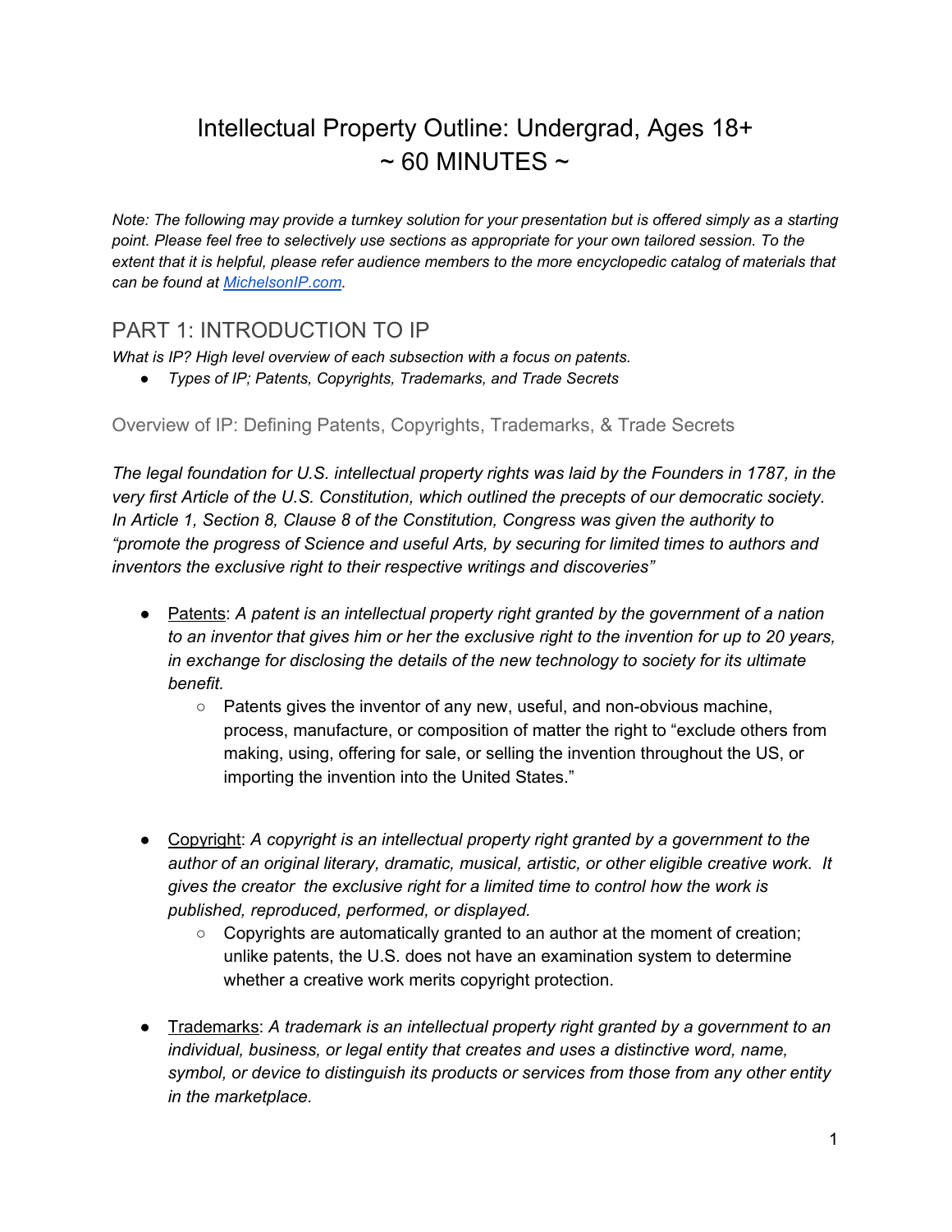# Intellectual Property Outline: Undergrad, Ages 18+
# ~ 60 MINUTES ~

*Note: The following may provide a turnkey solution for your presentation but is offered simply as a starting point. Please feel free to selectively use sections as appropriate for your own tailored session. To the extent that it is helpful, please refer audience members to the more encyclopedic catalog of materials that can be found at [MichelsonIP.com](MichelsonIP.com).*

## PART 1: INTRODUCTION TO IP

*What is IP? High level overview of each subsection with a focus on patents.*

- *Types of IP; Patents, Copyrights, Trademarks, and Trade Secrets*

### Overview of IP: Defining Patents, Copyrights, Trademarks, & Trade Secrets

*The legal foundation for U.S. intellectual property rights was laid by the Founders in 1787, in the very first Article of the U.S. Constitution, which outlined the precepts of our democratic society. In Article 1, Section 8, Clause 8 of the Constitution, Congress was given the authority to "promote the progress of Science and useful Arts, by securing for limited times to authors and inventors the exclusive right to their respective writings and discoveries"*

- Patents: *A patent is an intellectual property right granted by the government of a nation to an inventor that gives him or her the exclusive right to the invention for up to 20 years, in exchange for disclosing the details of the new technology to society for its ultimate benefit.*
    - Patents gives the inventor of any new, useful, and non-obvious machine, process, manufacture, or composition of matter the right to "exclude others from making, using, offering for sale, or selling the invention throughout the US, or importing the invention into the United States."

- Copyright: *A copyright is an intellectual property right granted by a government to the author of an original literary, dramatic, musical, artistic, or other eligible creative work. It gives the creator the exclusive right for a limited time to control how the work is published, reproduced, performed, or displayed.*
    - Copyrights are automatically granted to an author at the moment of creation; unlike patents, the U.S. does not have an examination system to determine whether a creative work merits copyright protection.

- Trademarks: *A trademark is an intellectual property right granted by a government to an individual, business, or legal entity that creates and uses a distinctive word, name, symbol, or device to distinguish its products or services from those from any other entity in the marketplace.*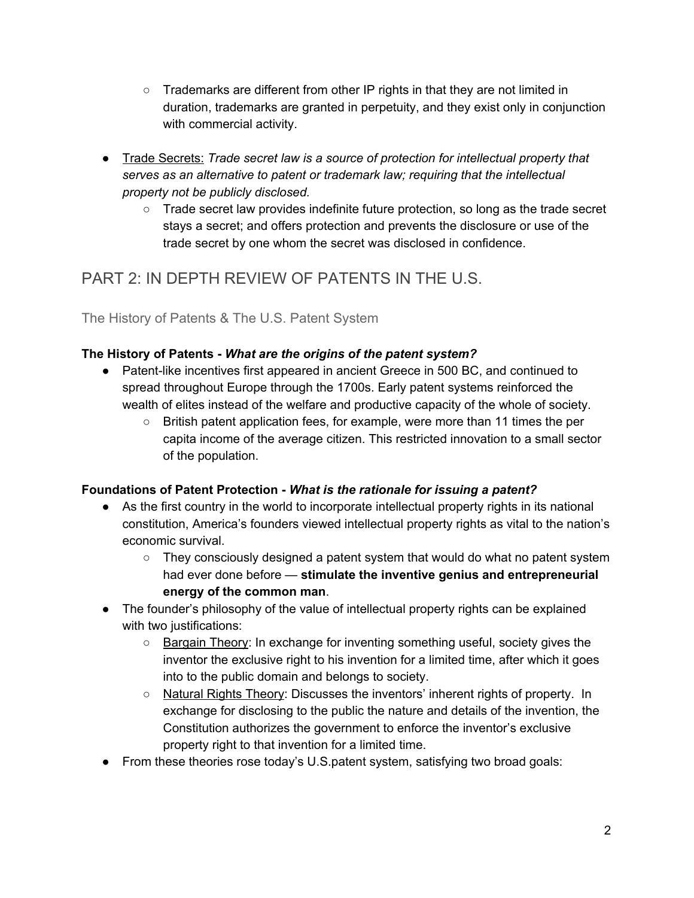- Trademarks are different from other IP rights in that they are not limited in duration, trademarks are granted in perpetuity, and they exist only in conjunction with commercial activity.

- Trade Secrets: *Trade secret law is a source of protection for intellectual property that serves as an alternative to patent or trademark law; requiring that the intellectual property not be publicly disclosed.*
    - Trade secret law provides indefinite future protection, so long as the trade secret stays a secret; and offers protection and prevents the disclosure or use of the trade secret by one whom the secret was disclosed in confidence.

## PART 2: IN DEPTH REVIEW OF PATENTS IN THE U.S.

### The History of Patents & The U.S. Patent System

**The History of Patents - *What are the origins of the patent system?***

- Patent-like incentives first appeared in ancient Greece in 500 BC, and continued to spread throughout Europe through the 1700s. Early patent systems reinforced the wealth of elites instead of the welfare and productive capacity of the whole of society.
    - British patent application fees, for example, were more than 11 times the per capita income of the average citizen. This restricted innovation to a small sector of the population.

**Foundations of Patent Protection - *What is the rationale for issuing a patent?***

- As the first country in the world to incorporate intellectual property rights in its national constitution, America's founders viewed intellectual property rights as vital to the nation's economic survival.
    - They consciously designed a patent system that would do what no patent system had ever done before — **stimulate the inventive genius and entrepreneurial energy of the common man**.
- The founder's philosophy of the value of intellectual property rights can be explained with two justifications:
    - Bargain Theory: In exchange for inventing something useful, society gives the inventor the exclusive right to his invention for a limited time, after which it goes into to the public domain and belongs to society.
    - Natural Rights Theory: Discusses the inventors' inherent rights of property. In exchange for disclosing to the public the nature and details of the invention, the Constitution authorizes the government to enforce the inventor's exclusive property right to that invention for a limited time.
- From these theories rose today's U.S.patent system, satisfying two broad goals: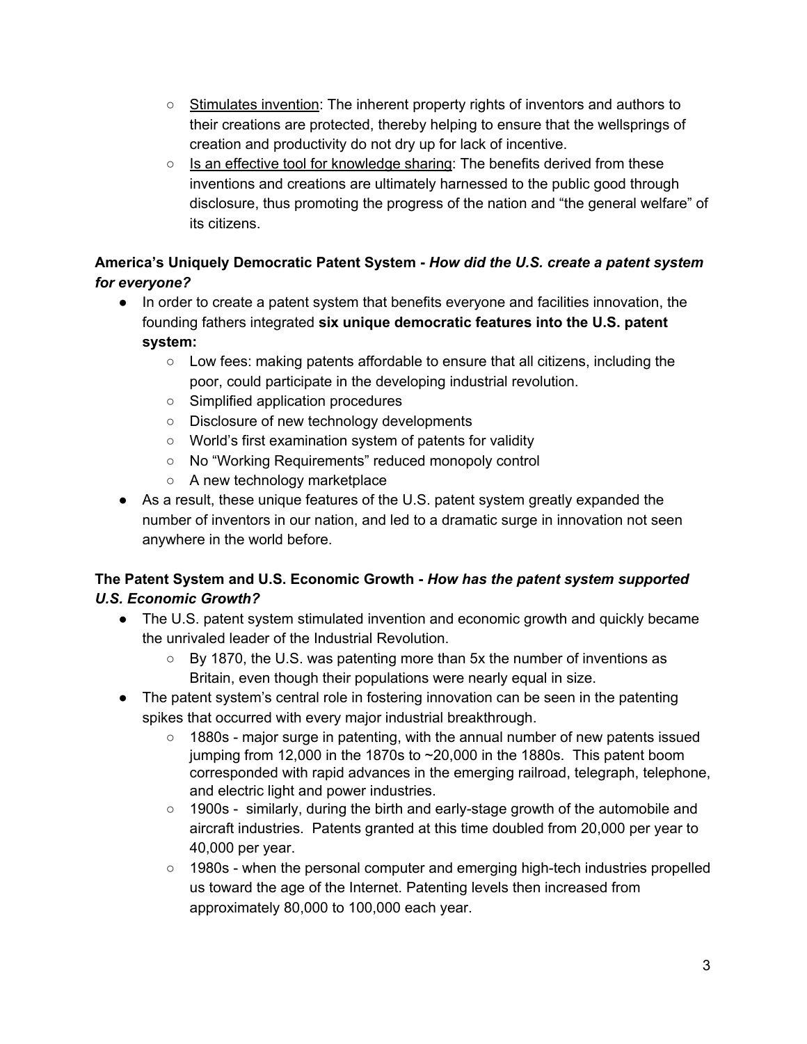- Stimulates invention: The inherent property rights of inventors and authors to their creations are protected, thereby helping to ensure that the wellsprings of creation and productivity do not dry up for lack of incentive.
- Is an effective tool for knowledge sharing: The benefits derived from these inventions and creations are ultimately harnessed to the public good through disclosure, thus promoting the progress of the nation and "the general welfare" of its citizens.

**America's Uniquely Democratic Patent System -** ***How did the U.S. create a patent system for everyone?***

- In order to create a patent system that benefits everyone and facilities innovation, the founding fathers integrated **six unique democratic features into the U.S. patent system:**
  - Low fees: making patents affordable to ensure that all citizens, including the poor, could participate in the developing industrial revolution.
  - Simplified application procedures
  - Disclosure of new technology developments
  - World's first examination system of patents for validity
  - No "Working Requirements" reduced monopoly control
  - A new technology marketplace
- As a result, these unique features of the U.S. patent system greatly expanded the number of inventors in our nation, and led to a dramatic surge in innovation not seen anywhere in the world before.

**The Patent System and U.S. Economic Growth -** ***How has the patent system supported U.S. Economic Growth?***

- The U.S. patent system stimulated invention and economic growth and quickly became the unrivaled leader of the Industrial Revolution.
  - By 1870, the U.S. was patenting more than 5x the number of inventions as Britain, even though their populations were nearly equal in size.
- The patent system's central role in fostering innovation can be seen in the patenting spikes that occurred with every major industrial breakthrough.
  - 1880s - major surge in patenting, with the annual number of new patents issued jumping from 12,000 in the 1870s to ~20,000 in the 1880s. This patent boom corresponded with rapid advances in the emerging railroad, telegraph, telephone, and electric light and power industries.
  - 1900s - similarly, during the birth and early-stage growth of the automobile and aircraft industries. Patents granted at this time doubled from 20,000 per year to 40,000 per year.
  - 1980s - when the personal computer and emerging high-tech industries propelled us toward the age of the Internet. Patenting levels then increased from approximately 80,000 to 100,000 each year.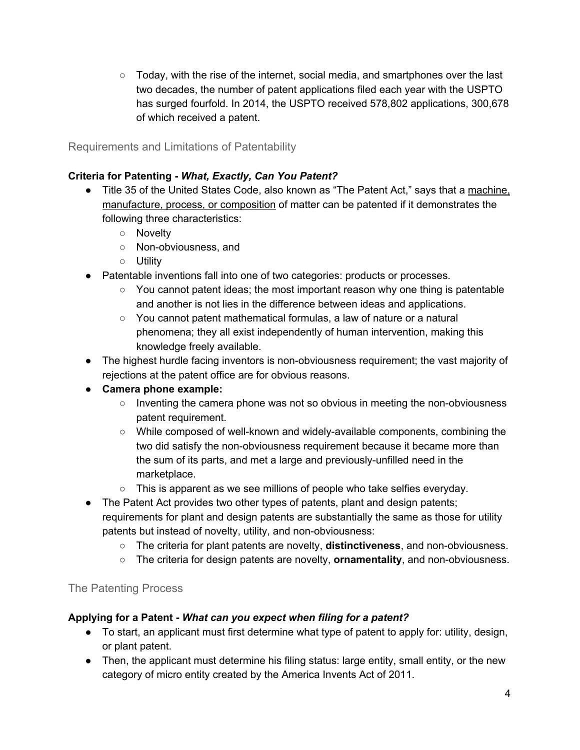- Today, with the rise of the internet, social media, and smartphones over the last two decades, the number of patent applications filed each year with the USPTO has surged fourfold. In 2014, the USPTO received 578,802 applications, 300,678 of which received a patent.

## Requirements and Limitations of Patentability

**Criteria for Patenting - *What, Exactly, Can You Patent?***

- Title 35 of the United States Code, also known as "The Patent Act," says that a machine, manufacture, process, or composition of matter can be patented if it demonstrates the following three characteristics:
   - Novelty
   - Non-obviousness, and
   - Utility
- Patentable inventions fall into one of two categories: products or processes.
   - You cannot patent ideas; the most important reason why one thing is patentable and another is not lies in the difference between ideas and applications.
   - You cannot patent mathematical formulas, a law of nature or a natural phenomena; they all exist independently of human intervention, making this knowledge freely available.
- The highest hurdle facing inventors is non-obviousness requirement; the vast majority of rejections at the patent office are for obvious reasons.
- **Camera phone example:**
   - Inventing the camera phone was not so obvious in meeting the non-obviousness patent requirement.
   - While composed of well-known and widely-available components, combining the two did satisfy the non-obviousness requirement because it became more than the sum of its parts, and met a large and previously-unfilled need in the marketplace.
   - This is apparent as we see millions of people who take selfies everyday.
- The Patent Act provides two other types of patents, plant and design patents; requirements for plant and design patents are substantially the same as those for utility patents but instead of novelty, utility, and non-obviousness:
   - The criteria for plant patents are novelty, **distinctiveness**, and non-obviousness.
   - The criteria for design patents are novelty, **ornamentality**, and non-obviousness.

## The Patenting Process

**Applying for a Patent - *What can you expect when filing for a patent?***

- To start, an applicant must first determine what type of patent to apply for: utility, design, or plant patent.
- Then, the applicant must determine his filing status: large entity, small entity, or the new category of micro entity created by the America Invents Act of 2011.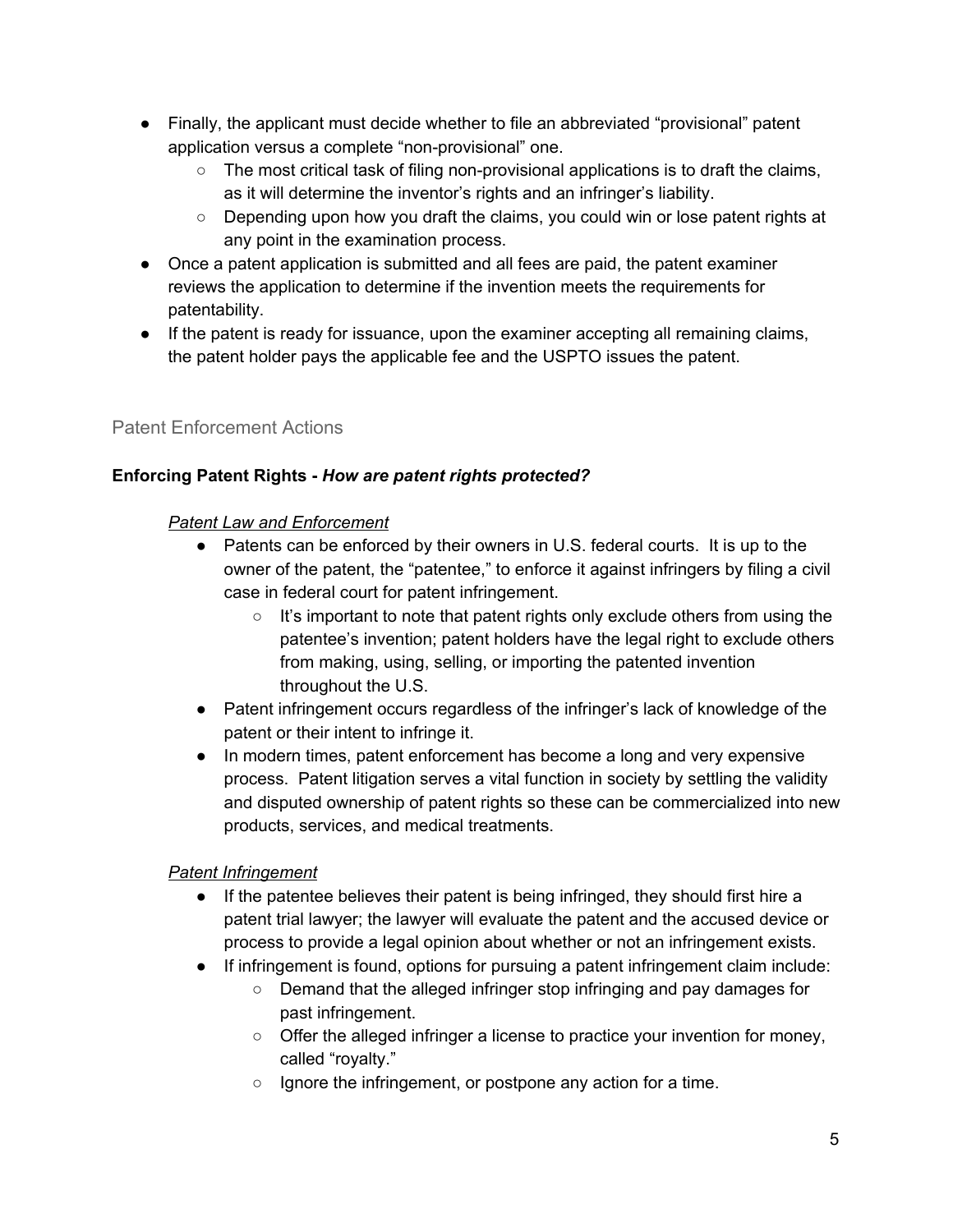- Finally, the applicant must decide whether to file an abbreviated "provisional" patent application versus a complete "non-provisional" one.
  - The most critical task of filing non-provisional applications is to draft the claims, as it will determine the inventor's rights and an infringer's liability.
  - Depending upon how you draft the claims, you could win or lose patent rights at any point in the examination process.
- Once a patent application is submitted and all fees are paid, the patent examiner reviews the application to determine if the invention meets the requirements for patentability.
- If the patent is ready for issuance, upon the examiner accepting all remaining claims, the patent holder pays the applicable fee and the USPTO issues the patent.

## Patent Enforcement Actions

**Enforcing Patent Rights - *How are patent rights protected?***

*Patent Law and Enforcement*

- Patents can be enforced by their owners in U.S. federal courts. It is up to the owner of the patent, the "patentee," to enforce it against infringers by filing a civil case in federal court for patent infringement.
  - It's important to note that patent rights only exclude others from using the patentee's invention; patent holders have the legal right to exclude others from making, using, selling, or importing the patented invention throughout the U.S.
- Patent infringement occurs regardless of the infringer's lack of knowledge of the patent or their intent to infringe it.
- In modern times, patent enforcement has become a long and very expensive process. Patent litigation serves a vital function in society by settling the validity and disputed ownership of patent rights so these can be commercialized into new products, services, and medical treatments.

*Patent Infringement*

- If the patentee believes their patent is being infringed, they should first hire a patent trial lawyer; the lawyer will evaluate the patent and the accused device or process to provide a legal opinion about whether or not an infringement exists.
- If infringement is found, options for pursuing a patent infringement claim include:
  - Demand that the alleged infringer stop infringing and pay damages for past infringement.
  - Offer the alleged infringer a license to practice your invention for money, called "royalty."
  - Ignore the infringement, or postpone any action for a time.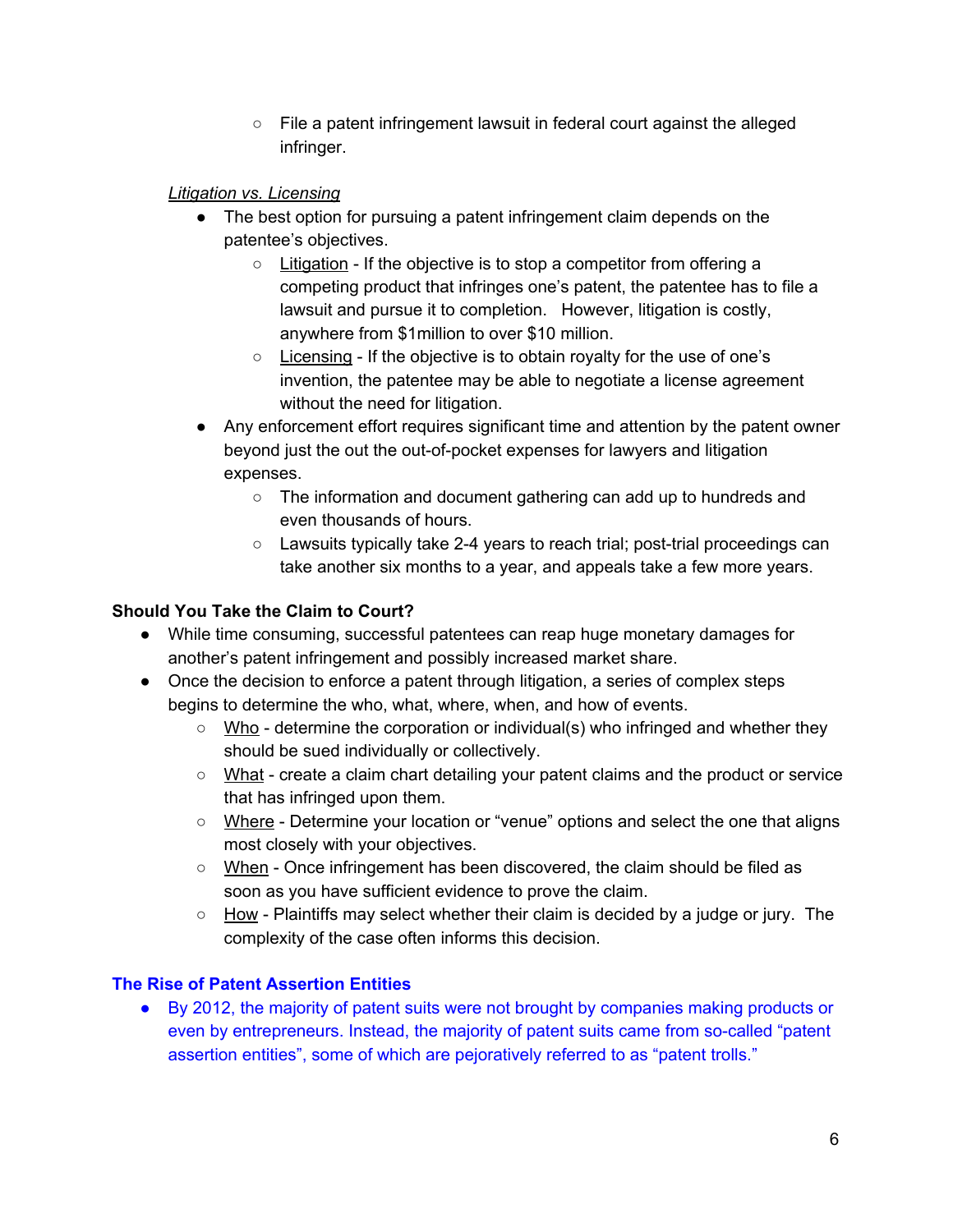- File a patent infringement lawsuit in federal court against the alleged infringer.

*Litigation vs. Licensing*

- The best option for pursuing a patent infringement claim depends on the patentee's objectives.
  - Litigation - If the objective is to stop a competitor from offering a competing product that infringes one's patent, the patentee has to file a lawsuit and pursue it to completion. However, litigation is costly, anywhere from $1million to over $10 million.
  - Licensing - If the objective is to obtain royalty for the use of one's invention, the patentee may be able to negotiate a license agreement without the need for litigation.
- Any enforcement effort requires significant time and attention by the patent owner beyond just the out the out-of-pocket expenses for lawyers and litigation expenses.
  - The information and document gathering can add up to hundreds and even thousands of hours.
  - Lawsuits typically take 2-4 years to reach trial; post-trial proceedings can take another six months to a year, and appeals take a few more years.

**Should You Take the Claim to Court?**

- While time consuming, successful patentees can reap huge monetary damages for another's patent infringement and possibly increased market share.
- Once the decision to enforce a patent through litigation, a series of complex steps begins to determine the who, what, where, when, and how of events.
  - Who - determine the corporation or individual(s) who infringed and whether they should be sued individually or collectively.
  - What - create a claim chart detailing your patent claims and the product or service that has infringed upon them.
  - Where - Determine your location or "venue" options and select the one that aligns most closely with your objectives.
  - When - Once infringement has been discovered, the claim should be filed as soon as you have sufficient evidence to prove the claim.
  - How - Plaintiffs may select whether their claim is decided by a judge or jury. The complexity of the case often informs this decision.

**The Rise of Patent Assertion Entities**

- By 2012, the majority of patent suits were not brought by companies making products or even by entrepreneurs. Instead, the majority of patent suits came from so-called "patent assertion entities", some of which are pejoratively referred to as "patent trolls."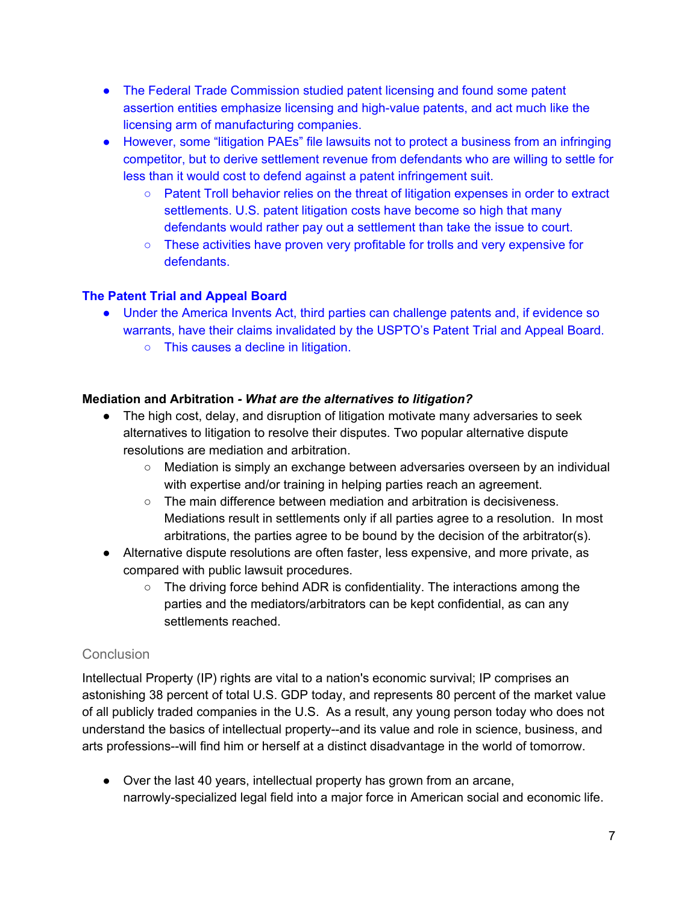- The Federal Trade Commission studied patent licensing and found some patent assertion entities emphasize licensing and high-value patents, and act much like the licensing arm of manufacturing companies.
- However, some "litigation PAEs" file lawsuits not to protect a business from an infringing competitor, but to derive settlement revenue from defendants who are willing to settle for less than it would cost to defend against a patent infringement suit.
    - Patent Troll behavior relies on the threat of litigation expenses in order to extract settlements. U.S. patent litigation costs have become so high that many defendants would rather pay out a settlement than take the issue to court.
    - These activities have proven very profitable for trolls and very expensive for defendants.

**The Patent Trial and Appeal Board**

- Under the America Invents Act, third parties can challenge patents and, if evidence so warrants, have their claims invalidated by the USPTO's Patent Trial and Appeal Board.
    - This causes a decline in litigation.

**Mediation and Arbitration** ***- What are the alternatives to litigation?***

- The high cost, delay, and disruption of litigation motivate many adversaries to seek alternatives to litigation to resolve their disputes. Two popular alternative dispute resolutions are mediation and arbitration.
    - Mediation is simply an exchange between adversaries overseen by an individual with expertise and/or training in helping parties reach an agreement.
    - The main difference between mediation and arbitration is decisiveness. Mediations result in settlements only if all parties agree to a resolution. In most arbitrations, the parties agree to be bound by the decision of the arbitrator(s).
- Alternative dispute resolutions are often faster, less expensive, and more private, as compared with public lawsuit procedures.
    - The driving force behind ADR is confidentiality. The interactions among the parties and the mediators/arbitrators can be kept confidential, as can any settlements reached.

## Conclusion

Intellectual Property (IP) rights are vital to a nation's economic survival; IP comprises an astonishing 38 percent of total U.S. GDP today, and represents 80 percent of the market value of all publicly traded companies in the U.S. As a result, any young person today who does not understand the basics of intellectual property--and its value and role in science, business, and arts professions--will find him or herself at a distinct disadvantage in the world of tomorrow.

- Over the last 40 years, intellectual property has grown from an arcane, narrowly-specialized legal field into a major force in American social and economic life.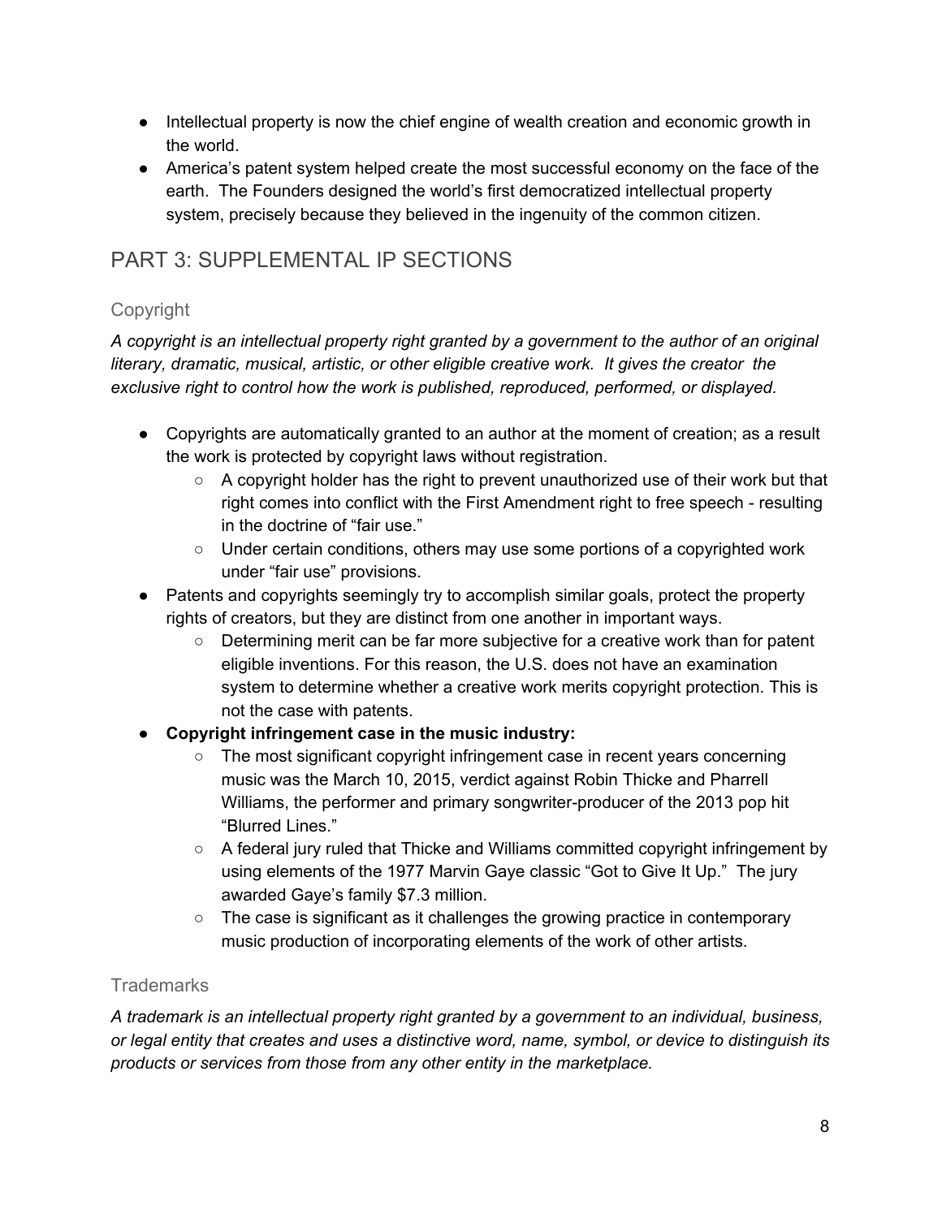- Intellectual property is now the chief engine of wealth creation and economic growth in the world.
- America's patent system helped create the most successful economy on the face of the earth. The Founders designed the world's first democratized intellectual property system, precisely because they believed in the ingenuity of the common citizen.

## PART 3: SUPPLEMENTAL IP SECTIONS

### Copyright

*A copyright is an intellectual property right granted by a government to the author of an original literary, dramatic, musical, artistic, or other eligible creative work. It gives the creator the exclusive right to control how the work is published, reproduced, performed, or displayed.*

- Copyrights are automatically granted to an author at the moment of creation; as a result the work is protected by copyright laws without registration.
  - A copyright holder has the right to prevent unauthorized use of their work but that right comes into conflict with the First Amendment right to free speech - resulting in the doctrine of "fair use."
  - Under certain conditions, others may use some portions of a copyrighted work under "fair use" provisions.
- Patents and copyrights seemingly try to accomplish similar goals, protect the property rights of creators, but they are distinct from one another in important ways.
  - Determining merit can be far more subjective for a creative work than for patent eligible inventions. For this reason, the U.S. does not have an examination system to determine whether a creative work merits copyright protection. This is not the case with patents.
- **Copyright infringement case in the music industry:**
  - The most significant copyright infringement case in recent years concerning music was the March 10, 2015, verdict against Robin Thicke and Pharrell Williams, the performer and primary songwriter-producer of the 2013 pop hit "Blurred Lines."
  - A federal jury ruled that Thicke and Williams committed copyright infringement by using elements of the 1977 Marvin Gaye classic "Got to Give It Up." The jury awarded Gaye's family $7.3 million.
  - The case is significant as it challenges the growing practice in contemporary music production of incorporating elements of the work of other artists.

### Trademarks

*A trademark is an intellectual property right granted by a government to an individual, business, or legal entity that creates and uses a distinctive word, name, symbol, or device to distinguish its products or services from those from any other entity in the marketplace.*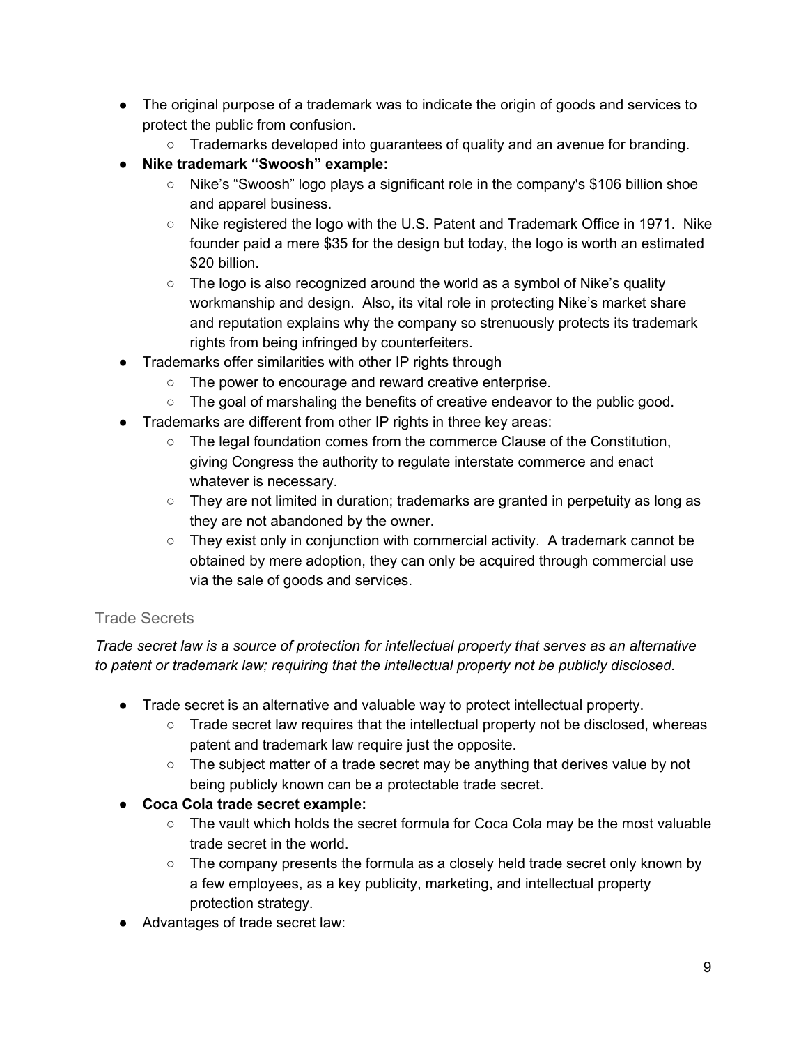- The original purpose of a trademark was to indicate the origin of goods and services to protect the public from confusion.
    - Trademarks developed into guarantees of quality and an avenue for branding.
- **Nike trademark "Swoosh" example:**
    - Nike's "Swoosh" logo plays a significant role in the company's $106 billion shoe and apparel business.
    - Nike registered the logo with the U.S. Patent and Trademark Office in 1971. Nike founder paid a mere $35 for the design but today, the logo is worth an estimated $20 billion.
    - The logo is also recognized around the world as a symbol of Nike's quality workmanship and design. Also, its vital role in protecting Nike's market share and reputation explains why the company so strenuously protects its trademark rights from being infringed by counterfeiters.
- Trademarks offer similarities with other IP rights through
    - The power to encourage and reward creative enterprise.
    - The goal of marshaling the benefits of creative endeavor to the public good.
- Trademarks are different from other IP rights in three key areas:
    - The legal foundation comes from the commerce Clause of the Constitution, giving Congress the authority to regulate interstate commerce and enact whatever is necessary.
    - They are not limited in duration; trademarks are granted in perpetuity as long as they are not abandoned by the owner.
    - They exist only in conjunction with commercial activity. A trademark cannot be obtained by mere adoption, they can only be acquired through commercial use via the sale of goods and services.

### Trade Secrets

*Trade secret law is a source of protection for intellectual property that serves as an alternative to patent or trademark law; requiring that the intellectual property not be publicly disclosed.*

- Trade secret is an alternative and valuable way to protect intellectual property.
    - Trade secret law requires that the intellectual property not be disclosed, whereas patent and trademark law require just the opposite.
    - The subject matter of a trade secret may be anything that derives value by not being publicly known can be a protectable trade secret.
- **Coca Cola trade secret example:**
    - The vault which holds the secret formula for Coca Cola may be the most valuable trade secret in the world.
    - The company presents the formula as a closely held trade secret only known by a few employees, as a key publicity, marketing, and intellectual property protection strategy.
- Advantages of trade secret law: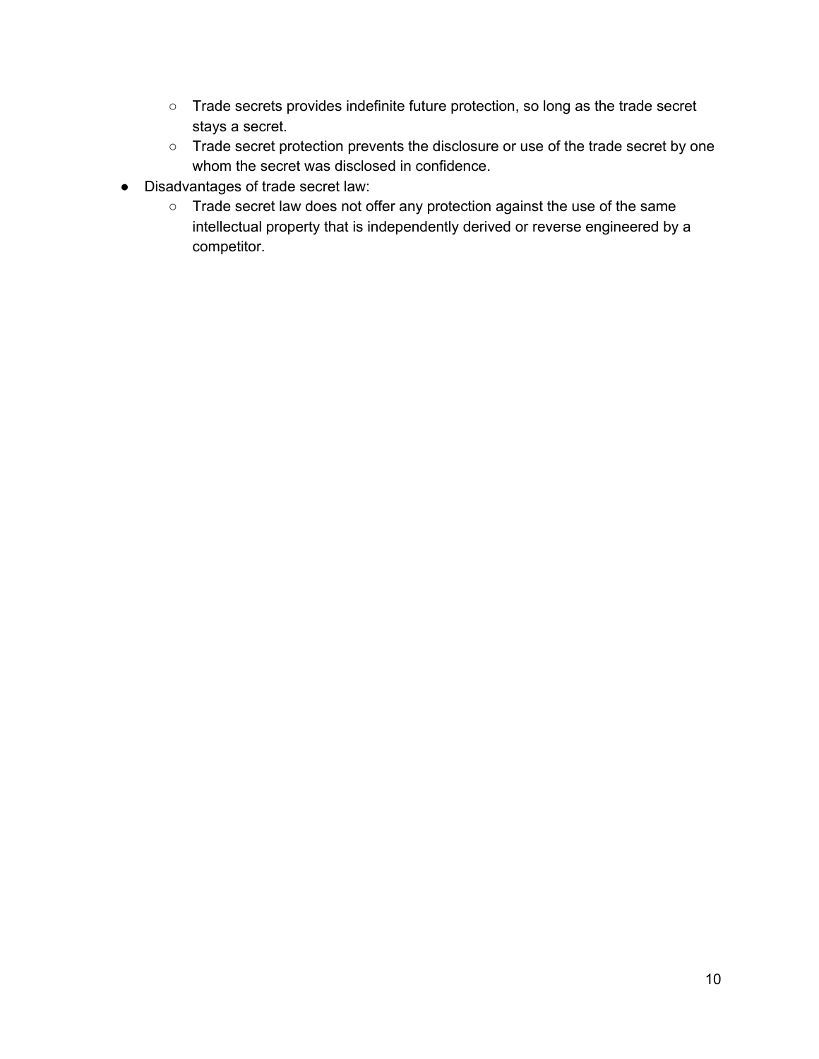- Trade secrets provides indefinite future protection, so long as the trade secret stays a secret.
    - Trade secret protection prevents the disclosure or use of the trade secret by one whom the secret was disclosed in confidence.
- Disadvantages of trade secret law:
    - Trade secret law does not offer any protection against the use of the same intellectual property that is independently derived or reverse engineered by a competitor.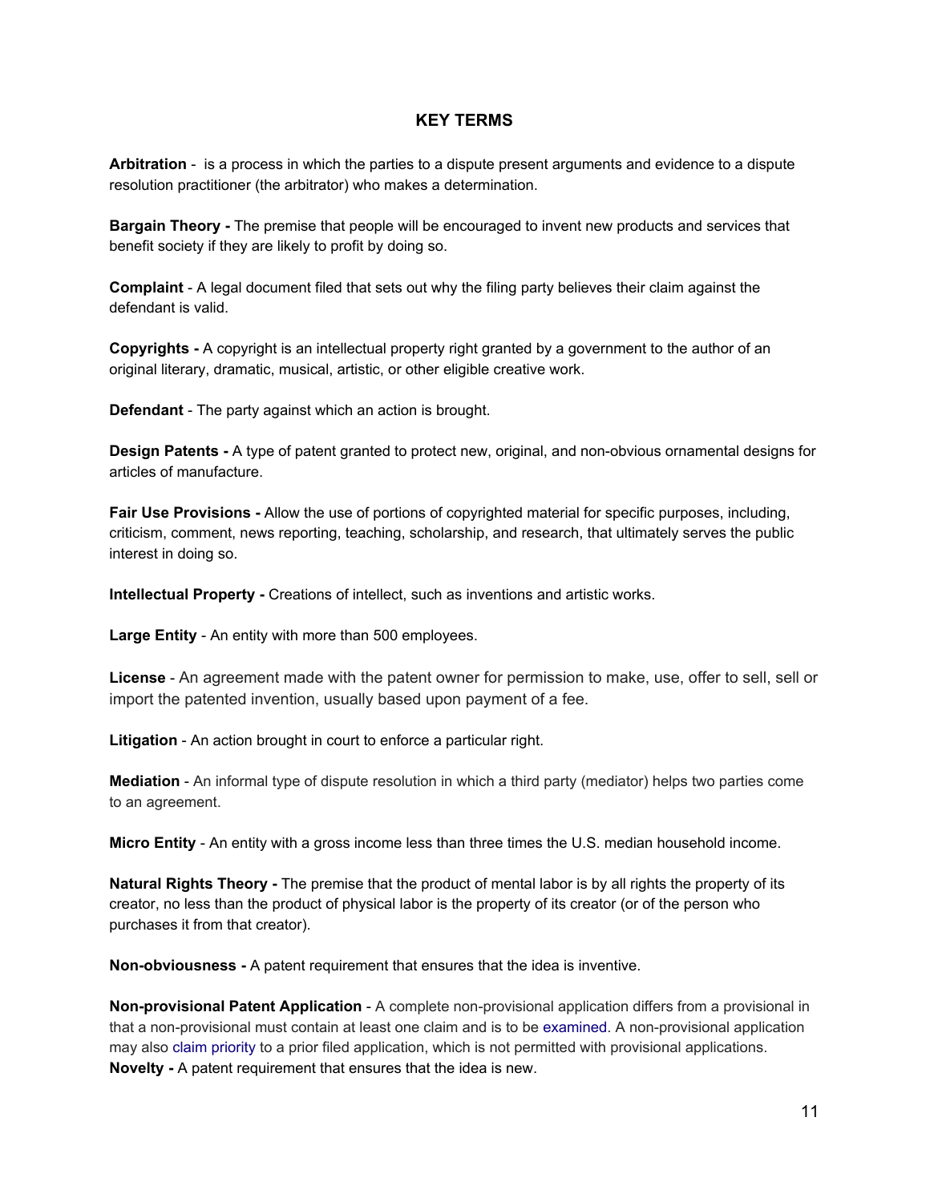## KEY TERMS

**Arbitration** - is a process in which the parties to a dispute present arguments and evidence to a dispute resolution practitioner (the arbitrator) who makes a determination.

**Bargain Theory -** The premise that people will be encouraged to invent new products and services that benefit society if they are likely to profit by doing so.

**Complaint** - A legal document filed that sets out why the filing party believes their claim against the defendant is valid.

**Copyrights -** A copyright is an intellectual property right granted by a government to the author of an original literary, dramatic, musical, artistic, or other eligible creative work.

**Defendant** - The party against which an action is brought.

**Design Patents -** A type of patent granted to protect new, original, and non-obvious ornamental designs for articles of manufacture.

**Fair Use Provisions -** Allow the use of portions of copyrighted material for specific purposes, including, criticism, comment, news reporting, teaching, scholarship, and research, that ultimately serves the public interest in doing so.

**Intellectual Property -** Creations of intellect, such as inventions and artistic works.

**Large Entity** - An entity with more than 500 employees.

**License** - An agreement made with the patent owner for permission to make, use, offer to sell, sell or import the patented invention, usually based upon payment of a fee.

**Litigation** - An action brought in court to enforce a particular right.

**Mediation** - An informal type of dispute resolution in which a third party (mediator) helps two parties come to an agreement.

**Micro Entity** - An entity with a gross income less than three times the U.S. median household income.

**Natural Rights Theory -** The premise that the product of mental labor is by all rights the property of its creator, no less than the product of physical labor is the property of its creator (or of the person who purchases it from that creator).

**Non-obviousness -** A patent requirement that ensures that the idea is inventive.

**Non-provisional Patent Application** - A complete non-provisional application differs from a provisional in that a non-provisional must contain at least one claim and is to be examined. A non-provisional application may also claim priority to a prior filed application, which is not permitted with provisional applications.

**Novelty -** A patent requirement that ensures that the idea is new.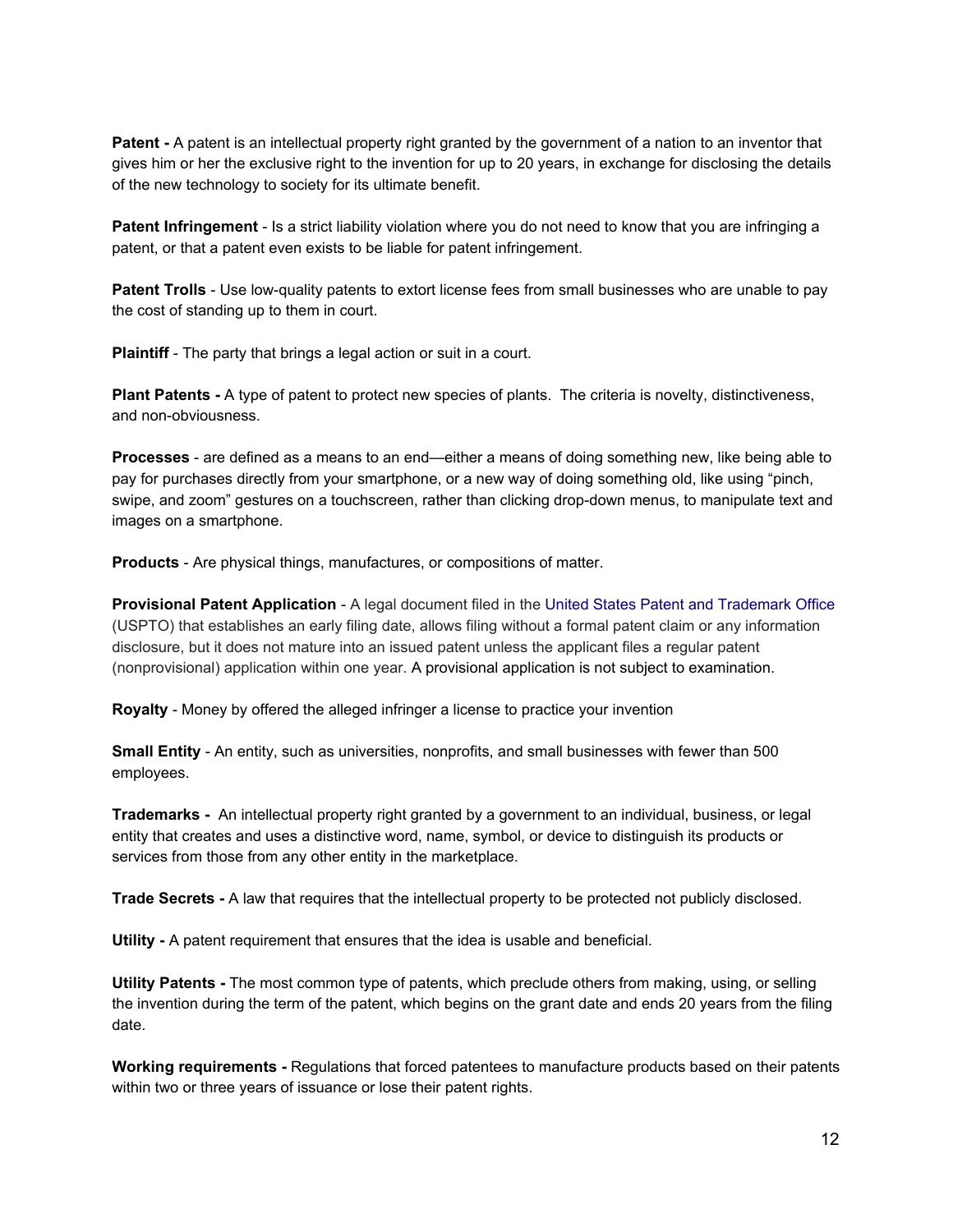**Patent -** A patent is an intellectual property right granted by the government of a nation to an inventor that gives him or her the exclusive right to the invention for up to 20 years, in exchange for disclosing the details of the new technology to society for its ultimate benefit.

**Patent Infringement** - Is a strict liability violation where you do not need to know that you are infringing a patent, or that a patent even exists to be liable for patent infringement.

**Patent Trolls** - Use low-quality patents to extort license fees from small businesses who are unable to pay the cost of standing up to them in court.

**Plaintiff** - The party that brings a legal action or suit in a court.

**Plant Patents -** A type of patent to protect new species of plants. The criteria is novelty, distinctiveness, and non-obviousness.

**Processes** - are defined as a means to an end—either a means of doing something new, like being able to pay for purchases directly from your smartphone, or a new way of doing something old, like using "pinch, swipe, and zoom" gestures on a touchscreen, rather than clicking drop-down menus, to manipulate text and images on a smartphone.

**Products** - Are physical things, manufactures, or compositions of matter.

**Provisional Patent Application** - A legal document filed in the United States Patent and Trademark Office (USPTO) that establishes an early filing date, allows filing without a formal patent claim or any information disclosure, but it does not mature into an issued patent unless the applicant files a regular patent (nonprovisional) application within one year. A provisional application is not subject to examination.

**Royalty** - Money by offered the alleged infringer a license to practice your invention

**Small Entity** - An entity, such as universities, nonprofits, and small businesses with fewer than 500 employees.

**Trademarks -** An intellectual property right granted by a government to an individual, business, or legal entity that creates and uses a distinctive word, name, symbol, or device to distinguish its products or services from those from any other entity in the marketplace.

**Trade Secrets -** A law that requires that the intellectual property to be protected not publicly disclosed.

**Utility -** A patent requirement that ensures that the idea is usable and beneficial.

**Utility Patents -** The most common type of patents, which preclude others from making, using, or selling the invention during the term of the patent, which begins on the grant date and ends 20 years from the filing date.

**Working requirements -** Regulations that forced patentees to manufacture products based on their patents within two or three years of issuance or lose their patent rights.